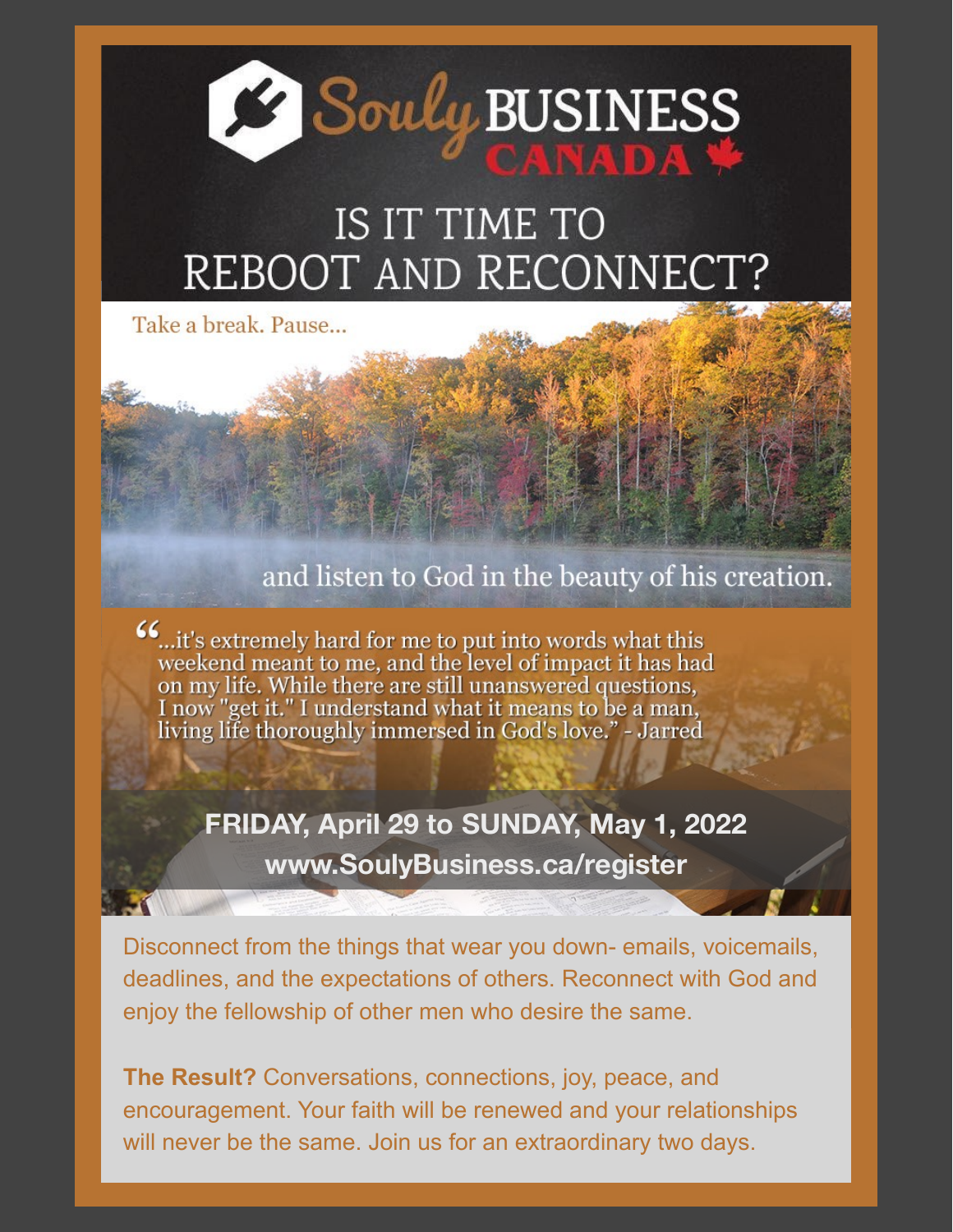# Souly BUSINESS CANADA

## IS IT TIME TO REBOOT AND RECONNECT?

Take a break. Pause...

and listen to God in the beauty of his creation.

"...it's extremely hard for me to put into words what this weekend meant to me, and the level of impact it has had on my life. While there are still unanswered questions, I now "get it." I understand what it means to be a man, living life thoroughly immersed in God's love." - Jarred

**FRIDAY, April 29 to SUNDAY, May 1, 2022**

**www.SoulyBusiness.ca/register**

Disconnect from the things that wear you down- emails, voicemails, deadlines, and the expectations of others. Reconnect with God and enjoy the fellowship of other men who desire the same.

**The Result?** Conversations, connections, joy, peace, and encouragement. Your faith will be renewed and your relationships will never be the same. Join us for an extraordinary two days.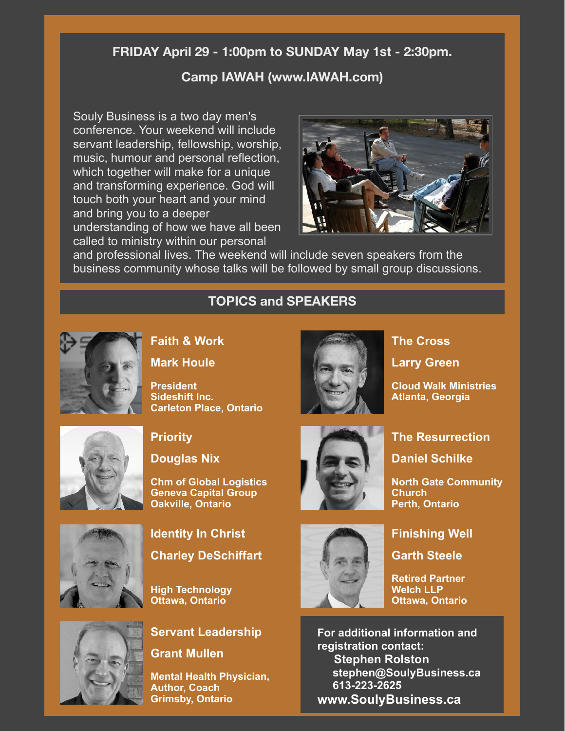**FRIDAY April 29 - 1:00pm to SUNDAY May 1st - 2:30pm.**

**Camp IAWAH (www.IAWAH.com)**

Souly Business is a two day men's conference. Your weekend will include servant leadership, fellowship, worship, music, humour and personal reflection, which together will make for a unique and transforming experience. God will touch both your heart and your mind and bring you to a deeper understanding of how we have all been called to ministry within our personal and professional lives. The weekend will include seven speakers from the business community whose talks will be followed by small group discussions.

## TOPICS and SPEAKERS

### Faith & Work

**Mark Houle**

President
Sideshift Inc.
Carleton Place, Ontario

### Priority

**Douglas Nix**

Chm of Global Logistics
Geneva Capital Group
Oakville, Ontario

### Identity In Christ

**Charley DeSchiffart**

High Technology
Ottawa, Ontario

### Servant Leadership

**Grant Mullen**

Mental Health Physician,
Author, Coach
Grimsby, Ontario

### The Cross

**Larry Green**

Cloud Walk Ministries
Atlanta, Georgia

### The Resurrection

**Daniel Schilke**

North Gate Community Church
Perth, Ontario

### Finishing Well

**Garth Steele**

Retired Partner
Welch LLP
Ottawa, Ontario

**For additional information and registration contact:**
**Stephen Rolston**
**stephen@SoulyBusiness.ca**
**613-223-2625**
**www.SoulyBusiness.ca**